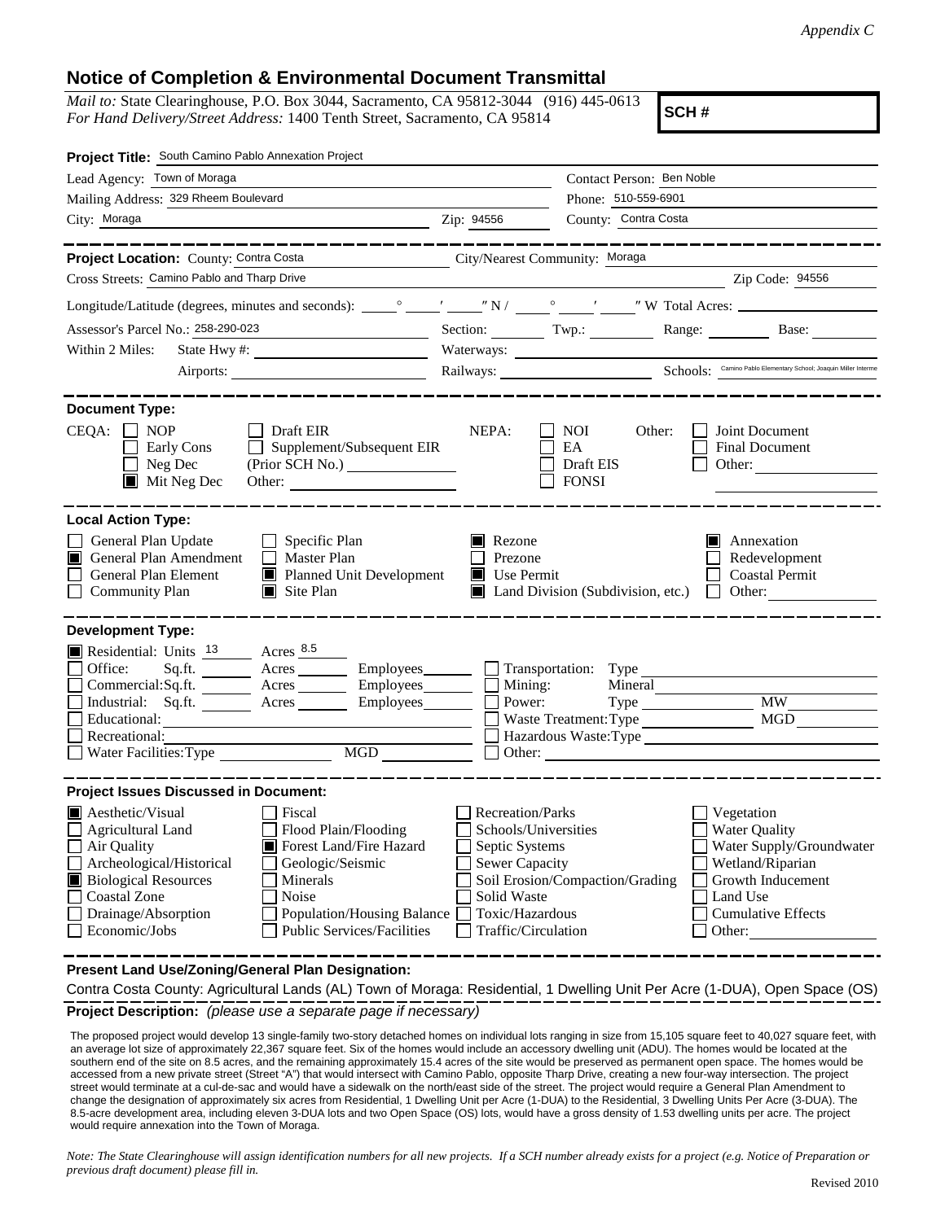*Appendix C*

## Notice of Completion & Environmental Document Transmittal

*Mail to:* State Clearinghouse, P.O. Box 3044, Sacramento, CA 95812-3044 (916) 445-0613
*For Hand Delivery/Street Address:* 1400 Tenth Street, Sacramento, CA 95814

**SCH #**

**Project Title:** South Camino Pablo Annexation Project

Lead Agency: Town of Moraga
Contact Person: Ben Noble
Mailing Address: 329 Rheem Boulevard
Phone: 510-559-6901
City: Moraga
Zip: 94556
County: Contra Costa

---

**Project Location:** County: Contra Costa
City/Nearest Community: Moraga
Cross Streets: Camino Pablo and Tharp Drive
Zip Code: 94556

Longitude/Latitude (degrees, minutes and seconds): \_\_\_° \_\_\_′ \_\_\_″ N / \_\_\_° \_\_\_′ \_\_\_″ W Total Acres: \_\_\_

Assessor's Parcel No.: 258-290-023
Section: \_\_\_ Twp.: \_\_\_ Range: \_\_\_ Base: \_\_\_

Within 2 Miles: State Hwy #: \_\_\_ Waterways: \_\_\_
Airports: \_\_\_ Railways: \_\_\_ Schools: Camino Pablo Elementary School; Joaquin Miller Interme

---

**Document Type:**

CEQA:
- ☐ NOP
- ☐ Early Cons
- ☐ Neg Dec
- ☒ Mit Neg Dec
- ☐ Draft EIR
- ☐ Supplement/Subsequent EIR (Prior SCH No.) \_\_\_
- Other: \_\_\_

NEPA:
- ☐ NOI
- ☐ EA
- ☐ Draft EIS
- ☐ FONSI

Other:
- ☐ Joint Document
- ☐ Final Document
- ☐ Other: \_\_\_

---

**Local Action Type:**

- ☐ General Plan Update
- ☒ General Plan Amendment
- ☐ General Plan Element
- ☐ Community Plan
- ☐ Specific Plan
- ☐ Master Plan
- ☒ Planned Unit Development
- ☒ Site Plan
- ☒ Rezone
- ☐ Prezone
- ☒ Use Permit
- ☒ Land Division (Subdivision, etc.)
- ☒ Annexation
- ☐ Redevelopment
- ☐ Coastal Permit
- ☐ Other: \_\_\_

---

**Development Type:**

- ☒ Residential: Units 13 Acres 8.5
- ☐ Office: Sq.ft. \_\_\_ Acres \_\_\_ Employees \_\_\_
- ☐ Commercial: Sq.ft. \_\_\_ Acres \_\_\_ Employees \_\_\_
- ☐ Industrial: Sq.ft. \_\_\_ Acres \_\_\_ Employees \_\_\_
- ☐ Educational: \_\_\_
- ☐ Recreational: \_\_\_
- ☐ Water Facilities: Type \_\_\_ MGD \_\_\_
- ☐ Transportation: Type \_\_\_
- ☐ Mining: Mineral \_\_\_
- ☐ Power: Type \_\_\_ MW \_\_\_
- ☐ Waste Treatment: Type \_\_\_ MGD \_\_\_
- ☐ Hazardous Waste: Type \_\_\_
- ☐ Other: \_\_\_

---

**Project Issues Discussed in Document:**

- ☒ Aesthetic/Visual
- ☐ Agricultural Land
- ☐ Air Quality
- ☐ Archeological/Historical
- ☒ Biological Resources
- ☐ Coastal Zone
- ☐ Drainage/Absorption
- ☐ Economic/Jobs
- ☐ Fiscal
- ☐ Flood Plain/Flooding
- ☒ Forest Land/Fire Hazard
- ☐ Geologic/Seismic
- ☐ Minerals
- ☐ Noise
- ☐ Population/Housing Balance
- ☐ Public Services/Facilities
- ☐ Recreation/Parks
- ☐ Schools/Universities
- ☐ Septic Systems
- ☐ Sewer Capacity
- ☐ Soil Erosion/Compaction/Grading
- ☐ Solid Waste
- ☐ Toxic/Hazardous
- ☐ Traffic/Circulation
- ☐ Vegetation
- ☐ Water Quality
- ☐ Water Supply/Groundwater
- ☐ Wetland/Riparian
- ☐ Growth Inducement
- ☐ Land Use
- ☐ Cumulative Effects
- ☐ Other: \_\_\_

---

**Present Land Use/Zoning/General Plan Designation:**

Contra Costa County: Agricultural Lands (AL) Town of Moraga: Residential, 1 Dwelling Unit Per Acre (1-DUA), Open Space (OS)

**Project Description:** *(please use a separate page if necessary)*

The proposed project would develop 13 single-family two-story detached homes on individual lots ranging in size from 15,105 square feet to 40,027 square feet, with an average lot size of approximately 22,367 square feet. Six of the homes would include an accessory dwelling unit (ADU). The homes would be located at the southern end of the site on 8.5 acres, and the remaining approximately 15.4 acres of the site would be preserved as permanent open space. The homes would be accessed from a new private street (Street "A") that would intersect with Camino Pablo, opposite Tharp Drive, creating a new four-way intersection. The project street would terminate at a cul-de-sac and would have a sidewalk on the north/east side of the street. The project would require a General Plan Amendment to change the designation of approximately six acres from Residential, 1 Dwelling Unit per Acre (1-DUA) to the Residential, 3 Dwelling Units Per Acre (3-DUA). The 8.5-acre development area, including eleven 3-DUA lots and two Open Space (OS) lots, would have a gross density of 1.53 dwelling units per acre. The project would require annexation into the Town of Moraga.

*Note: The State Clearinghouse will assign identification numbers for all new projects. If a SCH number already exists for a project (e.g. Notice of Preparation or previous draft document) please fill in.*

Revised 2010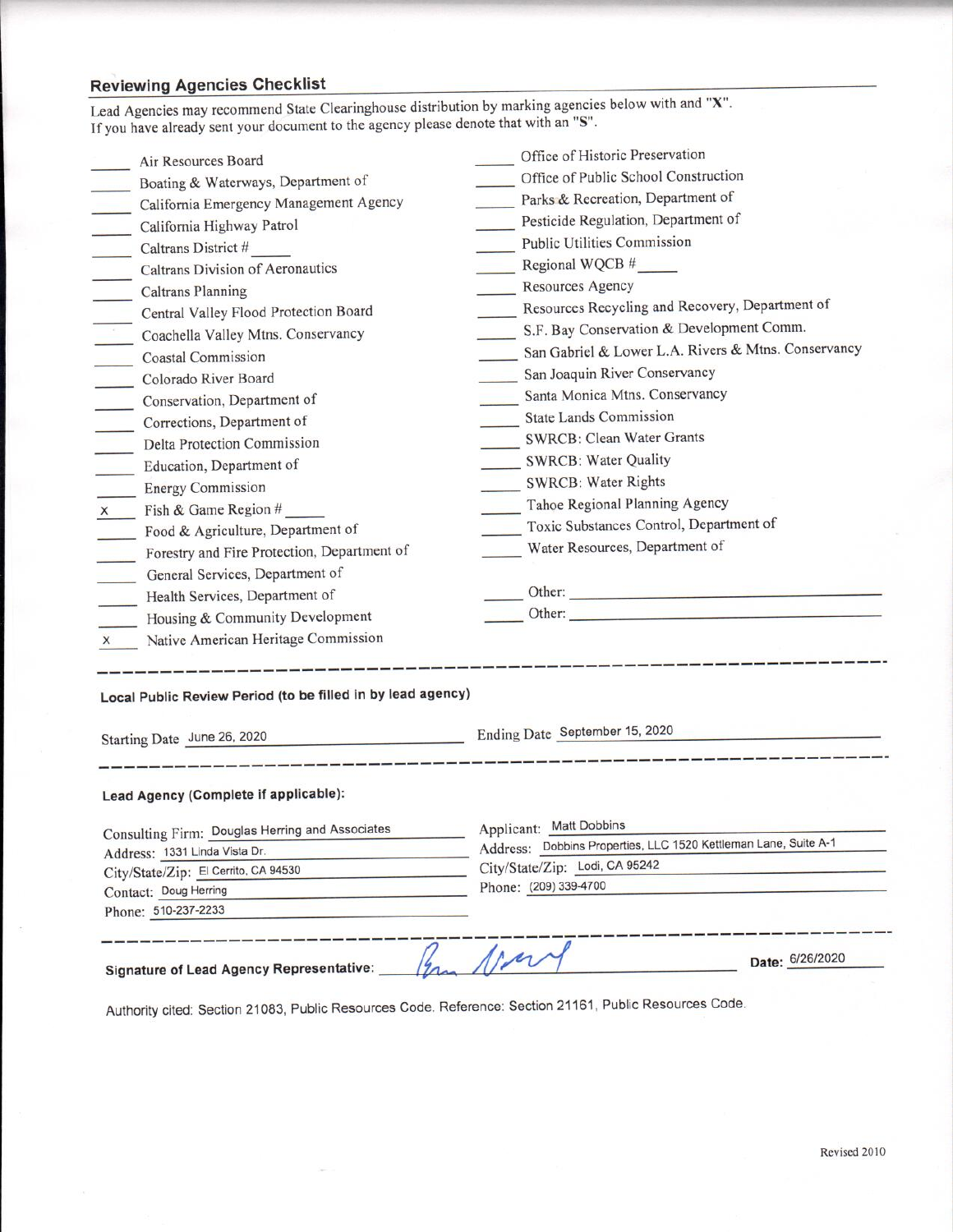## Reviewing Agencies Checklist

Lead Agencies may recommend State Clearinghouse distribution by marking agencies below with and "X".
If you have already sent your document to the agency please denote that with an "S".

\_\_\_\_ Air Resources Board
\_\_\_\_ Boating & Waterways, Department of
\_\_\_\_ California Emergency Management Agency
\_\_\_\_ California Highway Patrol
\_\_\_\_ Caltrans District # \_\_\_\_
\_\_\_\_ Caltrans Division of Aeronautics
\_\_\_\_ Caltrans Planning
\_\_\_\_ Central Valley Flood Protection Board
\_\_\_\_ Coachella Valley Mtns. Conservancy
\_\_\_\_ Coastal Commission
\_\_\_\_ Colorado River Board
\_\_\_\_ Conservation, Department of
\_\_\_\_ Corrections, Department of
\_\_\_\_ Delta Protection Commission
\_\_\_\_ Education, Department of
\_\_\_\_ Energy Commission
x Fish & Game Region # \_\_\_\_
\_\_\_\_ Food & Agriculture, Department of
\_\_\_\_ Forestry and Fire Protection, Department of
\_\_\_\_ General Services, Department of
\_\_\_\_ Health Services, Department of
\_\_\_\_ Housing & Community Development
x Native American Heritage Commission
\_\_\_\_ Office of Historic Preservation
\_\_\_\_ Office of Public School Construction
\_\_\_\_ Parks & Recreation, Department of
\_\_\_\_ Pesticide Regulation, Department of
\_\_\_\_ Public Utilities Commission
\_\_\_\_ Regional WQCB # \_\_\_\_
\_\_\_\_ Resources Agency
\_\_\_\_ Resources Recycling and Recovery, Department of
\_\_\_\_ S.F. Bay Conservation & Development Comm.
\_\_\_\_ San Gabriel & Lower L.A. Rivers & Mtns. Conservancy
\_\_\_\_ San Joaquin River Conservancy
\_\_\_\_ Santa Monica Mtns. Conservancy
\_\_\_\_ State Lands Commission
\_\_\_\_ SWRCB: Clean Water Grants
\_\_\_\_ SWRCB: Water Quality
\_\_\_\_ SWRCB: Water Rights
\_\_\_\_ Tahoe Regional Planning Agency
\_\_\_\_ Toxic Substances Control, Department of
\_\_\_\_ Water Resources, Department of

\_\_\_\_ Other: \_\_\_\_
\_\_\_\_ Other: \_\_\_\_

---

**Local Public Review Period (to be filled in by lead agency)**

Starting Date June 26, 2020

Ending Date September 15, 2020

---

**Lead Agency (Complete if applicable):**

Consulting Firm: Douglas Herring and Associates
Address: 1331 Linda Vista Dr.
City/State/Zip: El Cerrito, CA 94530
Contact: Doug Herring
Phone: 510-237-2233

Applicant: Matt Dobbins
Address: Dobbins Properties, LLC 1520 Kettleman Lane, Suite A-1
City/State/Zip: Lodi, CA 95242
Phone: (209) 339-4700

---

**Signature of Lead Agency Representative:** \_\_\_\_ **Date:** 6/26/2020

Authority cited: Section 21083, Public Resources Code. Reference: Section 21161, Public Resources Code.

Revised 2010